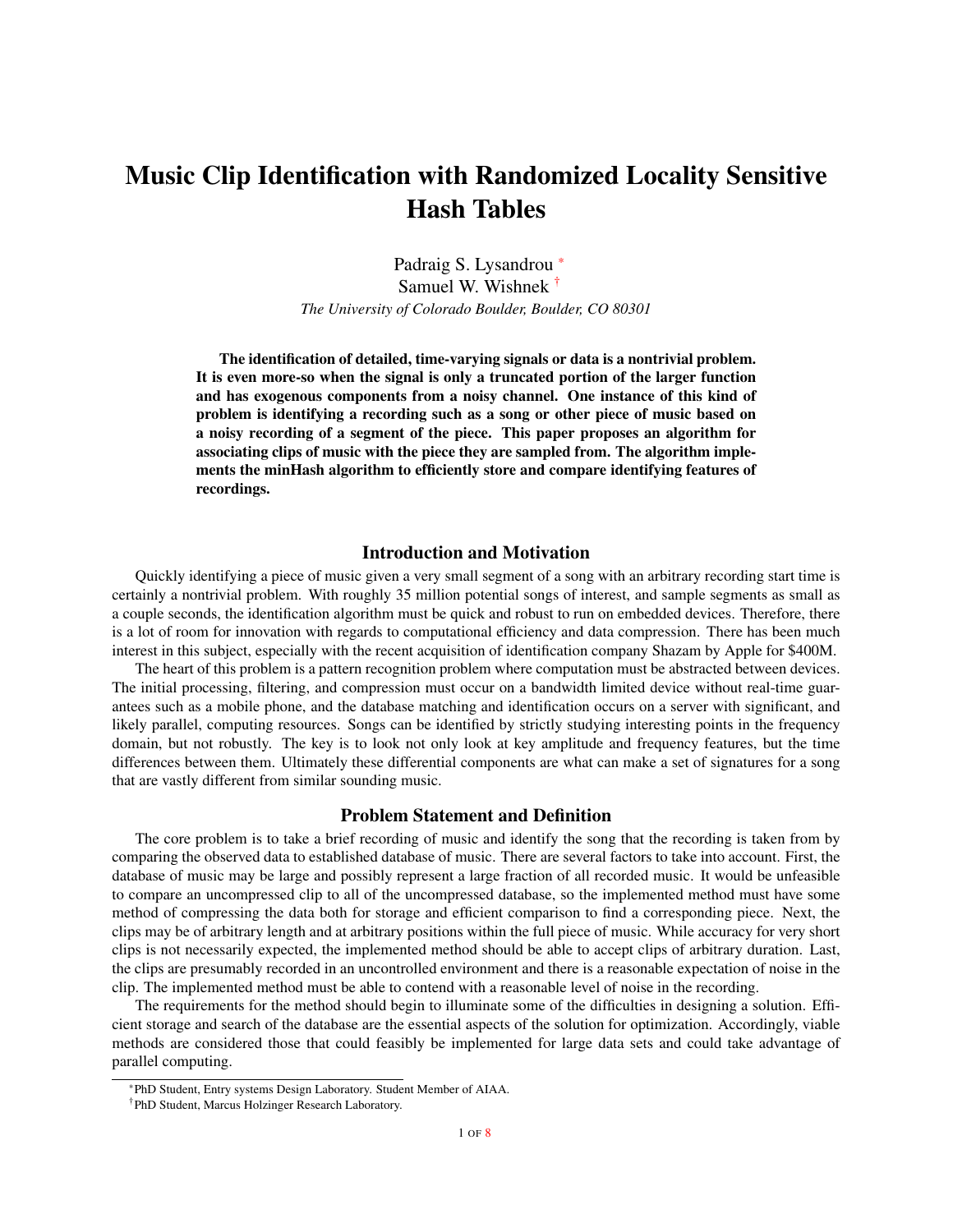# Music Clip Identification with Randomized Locality Sensitive Hash Tables

Padraig S. Lysandrou [*]
Samuel W. Wishnek [†]
*The University of Colorado Boulder, Boulder, CO 80301*

**The identification of detailed, time-varying signals or data is a nontrivial problem. It is even more-so when the signal is only a truncated portion of the larger function and has exogenous components from a noisy channel. One instance of this kind of problem is identifying a recording such as a song or other piece of music based on a noisy recording of a segment of the piece. This paper proposes an algorithm for associating clips of music with the piece they are sampled from. The algorithm implements the minHash algorithm to efficiently store and compare identifying features of recordings.**

## Introduction and Motivation

Quickly identifying a piece of music given a very small segment of a song with an arbitrary recording start time is certainly a nontrivial problem. With roughly 35 million potential songs of interest, and sample segments as small as a couple seconds, the identification algorithm must be quick and robust to run on embedded devices. Therefore, there is a lot of room for innovation with regards to computational efficiency and data compression. There has been much interest in this subject, especially with the recent acquisition of identification company Shazam by Apple for $400M.

The heart of this problem is a pattern recognition problem where computation must be abstracted between devices. The initial processing, filtering, and compression must occur on a bandwidth limited device without real-time guarantees such as a mobile phone, and the database matching and identification occurs on a server with significant, and likely parallel, computing resources. Songs can be identified by strictly studying interesting points in the frequency domain, but not robustly. The key is to look not only look at key amplitude and frequency features, but the time differences between them. Ultimately these differential components are what can make a set of signatures for a song that are vastly different from similar sounding music.

## Problem Statement and Definition

The core problem is to take a brief recording of music and identify the song that the recording is taken from by comparing the observed data to established database of music. There are several factors to take into account. First, the database of music may be large and possibly represent a large fraction of all recorded music. It would be unfeasible to compare an uncompressed clip to all of the uncompressed database, so the implemented method must have some method of compressing the data both for storage and efficient comparison to find a corresponding piece. Next, the clips may be of arbitrary length and at arbitrary positions within the full piece of music. While accuracy for very short clips is not necessarily expected, the implemented method should be able to accept clips of arbitrary duration. Last, the clips are presumably recorded in an uncontrolled environment and there is a reasonable expectation of noise in the clip. The implemented method must be able to contend with a reasonable level of noise in the recording.

The requirements for the method should begin to illuminate some of the difficulties in designing a solution. Efficient storage and search of the database are the essential aspects of the solution for optimization. Accordingly, viable methods are considered those that could feasibly be implemented for large data sets and could take advantage of parallel computing.

[*] PhD Student, Entry systems Design Laboratory. Student Member of AIAA.

[†] PhD Student, Marcus Holzinger Research Laboratory.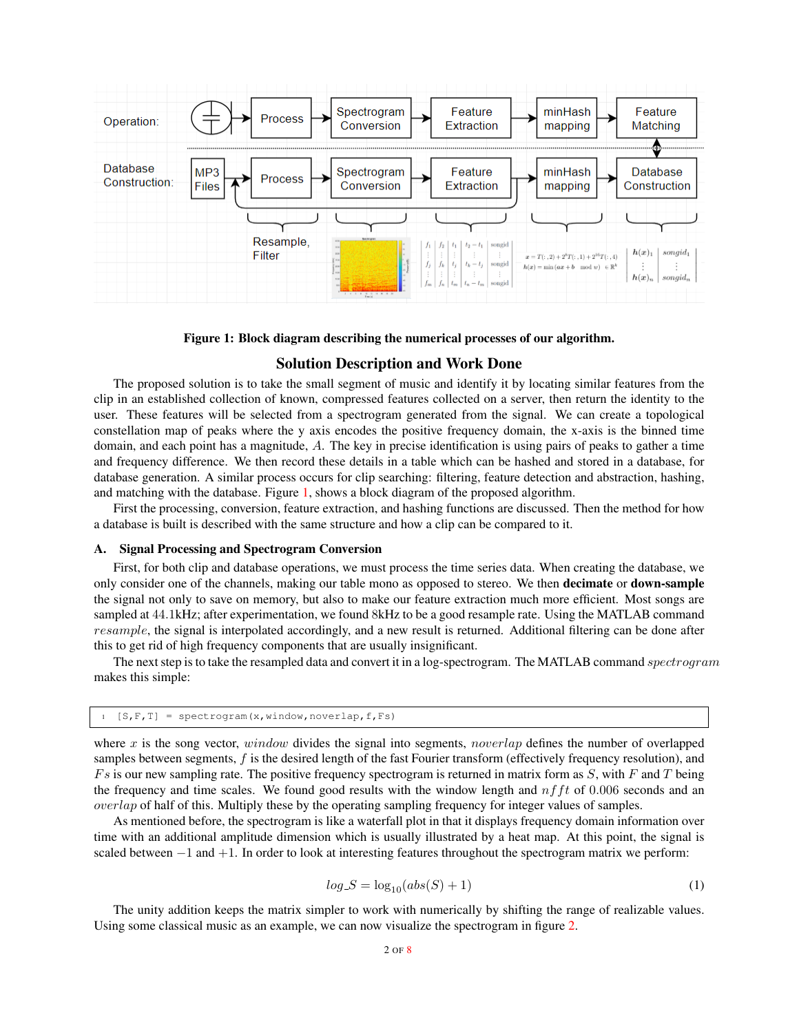Figure 1: **Block diagram describing the numerical processes of our algorithm.**

## Solution Description and Work Done

The proposed solution is to take the small segment of music and identify it by locating similar features from the clip in an established collection of known, compressed features collected on a server, then return the identity to the user. These features will be selected from a spectrogram generated from the signal. We can create a topological constellation map of peaks where the y axis encodes the positive frequency domain, the x-axis is the binned time domain, and each point has a magnitude, $A$. The key in precise identification is using pairs of peaks to gather a time and frequency difference. We then record these details in a table which can be hashed and stored in a database, for database generation. A similar process occurs for clip searching: filtering, feature detection and abstraction, hashing, and matching with the database. Figure 1, shows a block diagram of the proposed algorithm.

First the processing, conversion, feature extraction, and hashing functions are discussed. Then the method for how a database is built is described with the same structure and how a clip can be compared to it.

### A. Signal Processing and Spectrogram Conversion

First, for both clip and database operations, we must process the time series data. When creating the database, we only consider one of the channels, making our table mono as opposed to stereo. We then **decimate** or **down-sample** the signal not only to save on memory, but also to make our feature extraction much more efficient. Most songs are sampled at 44.1kHz; after experimentation, we found 8kHz to be a good resample rate. Using the MATLAB command *resample*, the signal is interpolated accordingly, and a new result is returned. Additional filtering can be done after this to get rid of high frequency components that are usually insignificant.

The next step is to take the resampled data and convert it in a log-spectrogram. The MATLAB command *spectrogram* makes this simple:

```
[S,F,T] = spectrogram(x,window,noverlap,f,Fs)
```

where $x$ is the song vector, *window* divides the signal into segments, *noverlap* defines the number of overlapped samples between segments, $f$ is the desired length of the fast Fourier transform (effectively frequency resolution), and $Fs$ is our new sampling rate. The positive frequency spectrogram is returned in matrix form as $S$, with $F$ and $T$ being the frequency and time scales. We found good results with the window length and $nfft$ of 0.006 seconds and an *overlap* of half of this. Multiply these by the operating sampling frequency for integer values of samples.

As mentioned before, the spectrogram is like a waterfall plot in that it displays frequency domain information over time with an additional amplitude dimension which is usually illustrated by a heat map. At this point, the signal is scaled between $-1$ and $+1$. In order to look at interesting features throughout the spectrogram matrix we perform:

$$log\_S = \log_{10}(abs(S) + 1) \tag{1}$$

The unity addition keeps the matrix simpler to work with numerically by shifting the range of realizable values. Using some classical music as an example, we can now visualize the spectrogram in figure 2.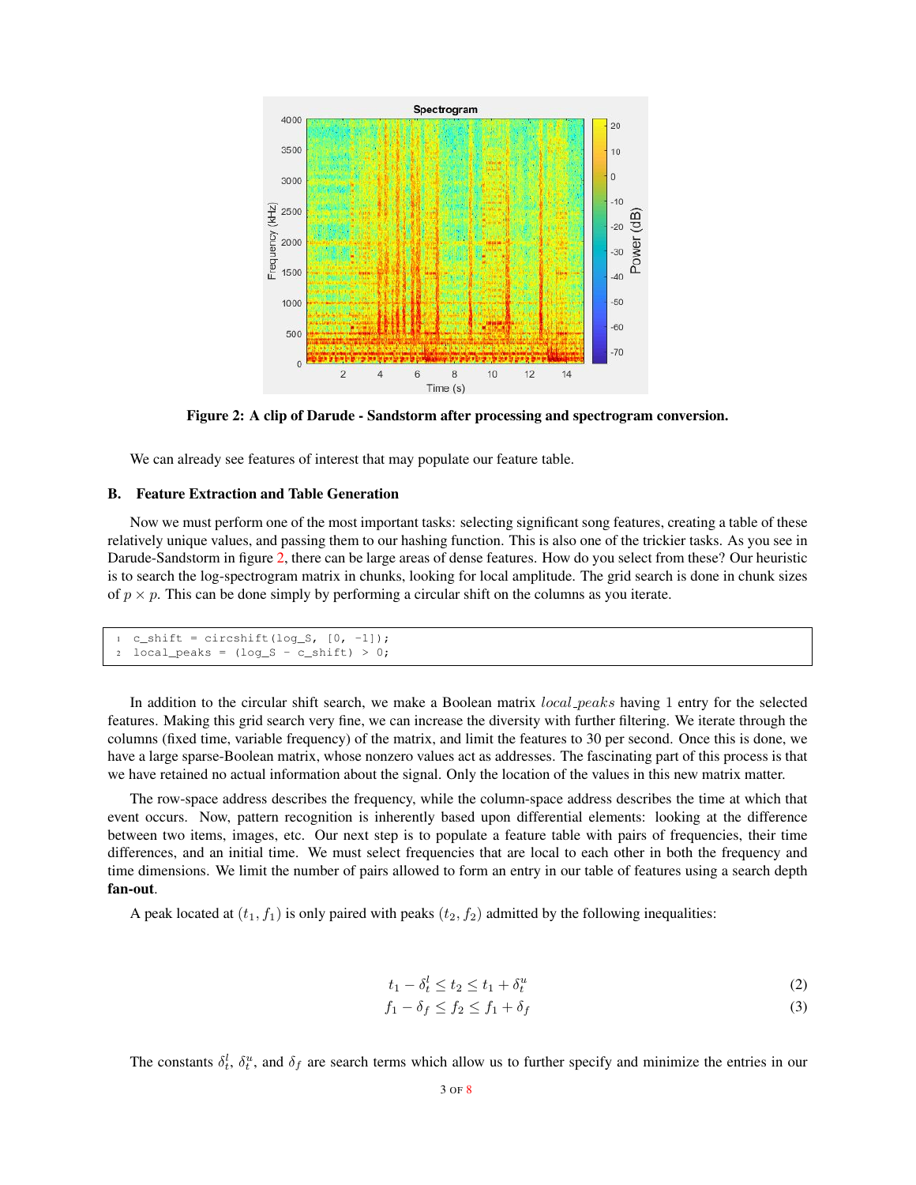Figure 2: A clip of Darude - Sandstorm after processing and spectrogram conversion.

We can already see features of interest that may populate our feature table.

### B. Feature Extraction and Table Generation

Now we must perform one of the most important tasks: selecting significant song features, creating a table of these relatively unique values, and passing them to our hashing function. This is also one of the trickier tasks. As you see in Darude-Sandstorm in figure 2, there can be large areas of dense features. How do you select from these? Our heuristic is to search the log-spectrogram matrix in chunks, looking for local amplitude. The grid search is done in chunk sizes of $p \times p$. This can be done simply by performing a circular shift on the columns as you iterate.

```
c_shift = circshift(log_S, [0, -1]);
local_peaks = (log_S - c_shift) > 0;
```

In addition to the circular shift search, we make a Boolean matrix $local\_peaks$ having 1 entry for the selected features. Making this grid search very fine, we can increase the diversity with further filtering. We iterate through the columns (fixed time, variable frequency) of the matrix, and limit the features to 30 per second. Once this is done, we have a large sparse-Boolean matrix, whose nonzero values act as addresses. The fascinating part of this process is that we have retained no actual information about the signal. Only the location of the values in this new matrix matter.

The row-space address describes the frequency, while the column-space address describes the time at which that event occurs. Now, pattern recognition is inherently based upon differential elements: looking at the difference between two items, images, etc. Our next step is to populate a feature table with pairs of frequencies, their time differences, and an initial time. We must select frequencies that are local to each other in both the frequency and time dimensions. We limit the number of pairs allowed to form an entry in our table of features using a search depth **fan-out**.

A peak located at $(t_1, f_1)$ is only paired with peaks $(t_2, f_2)$ admitted by the following inequalities:

$$t_1 - \delta_t^l \leq t_2 \leq t_1 + \delta_t^u \tag{2}$$

$$f_1 - \delta_f \leq f_2 \leq f_1 + \delta_f \tag{3}$$

The constants $\delta_t^l$, $\delta_t^u$, and $\delta_f$ are search terms which allow us to further specify and minimize the entries in our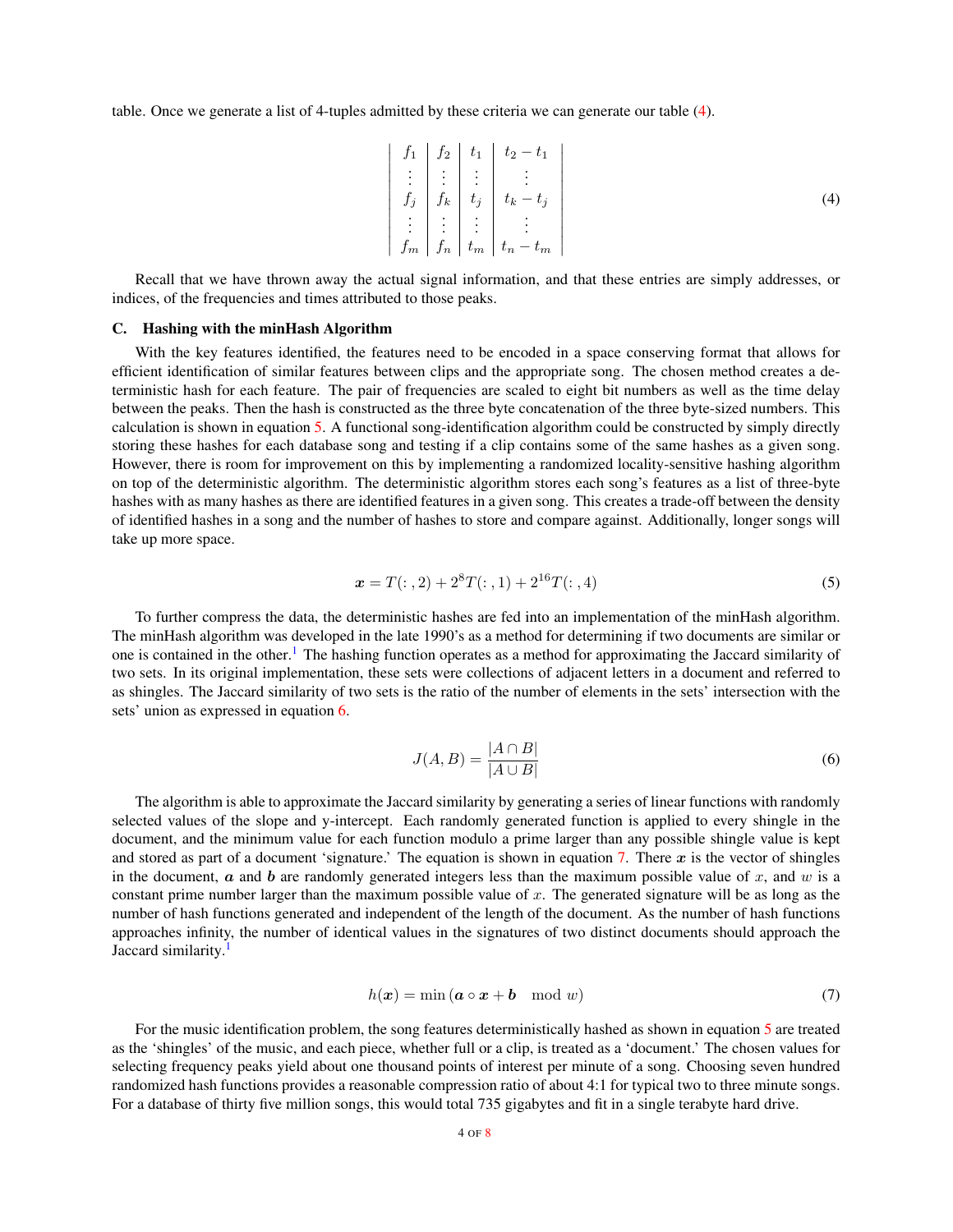table. Once we generate a list of 4-tuples admitted by these criteria we can generate our table (4).

$$\left| \begin{array}{c|c|c|c} f_1 & f_2 & t_1 & t_2 - t_1 \\ \vdots & \vdots & \vdots & \vdots \\ f_j & f_k & t_j & t_k - t_j \\ \vdots & \vdots & \vdots & \vdots \\ f_m & f_n & t_m & t_n - t_m \end{array} \right| \tag{4}$$

Recall that we have thrown away the actual signal information, and that these entries are simply addresses, or indices, of the frequencies and times attributed to those peaks.

### C. Hashing with the minHash Algorithm

With the key features identified, the features need to be encoded in a space conserving format that allows for efficient identification of similar features between clips and the appropriate song. The chosen method creates a deterministic hash for each feature. The pair of frequencies are scaled to eight bit numbers as well as the time delay between the peaks. Then the hash is constructed as the three byte concatenation of the three byte-sized numbers. This calculation is shown in equation 5. A functional song-identification algorithm could be constructed by simply directly storing these hashes for each database song and testing if a clip contains some of the same hashes as a given song. However, there is room for improvement on this by implementing a randomized locality-sensitive hashing algorithm on top of the deterministic algorithm. The deterministic algorithm stores each song's features as a list of three-byte hashes with as many hashes as there are identified features in a given song. This creates a trade-off between the density of identified hashes in a song and the number of hashes to store and compare against. Additionally, longer songs will take up more space.

$$\boldsymbol{x} = T(:,2) + 2^8 T(:,1) + 2^{16} T(:,4) \tag{5}$$

To further compress the data, the deterministic hashes are fed into an implementation of the minHash algorithm. The minHash algorithm was developed in the late 1990's as a method for determining if two documents are similar or one is contained in the other.[1] The hashing function operates as a method for approximating the Jaccard similarity of two sets. In its original implementation, these sets were collections of adjacent letters in a document and referred to as shingles. The Jaccard similarity of two sets is the ratio of the number of elements in the sets' intersection with the sets' union as expressed in equation 6.

$$J(A,B) = \frac{|A \cap B|}{|A \cup B|} \tag{6}$$

The algorithm is able to approximate the Jaccard similarity by generating a series of linear functions with randomly selected values of the slope and y-intercept. Each randomly generated function is applied to every shingle in the document, and the minimum value for each function modulo a prime larger than any possible shingle value is kept and stored as part of a document 'signature.' The equation is shown in equation 7. There $\boldsymbol{x}$ is the vector of shingles in the document, $\boldsymbol{a}$ and $\boldsymbol{b}$ are randomly generated integers less than the maximum possible value of $x$, and $w$ is a constant prime number larger than the maximum possible value of $x$. The generated signature will be as long as the number of hash functions generated and independent of the length of the document. As the number of hash functions approaches infinity, the number of identical values in the signatures of two distinct documents should approach the Jaccard similarity.[1]

$$h(\boldsymbol{x}) = \min\left(\boldsymbol{a} \circ \boldsymbol{x} + \boldsymbol{b} \mod w\right) \tag{7}$$

For the music identification problem, the song features deterministically hashed as shown in equation 5 are treated as the 'shingles' of the music, and each piece, whether full or a clip, is treated as a 'document.' The chosen values for selecting frequency peaks yield about one thousand points of interest per minute of a song. Choosing seven hundred randomized hash functions provides a reasonable compression ratio of about 4:1 for typical two to three minute songs. For a database of thirty five million songs, this would total 735 gigabytes and fit in a single terabyte hard drive.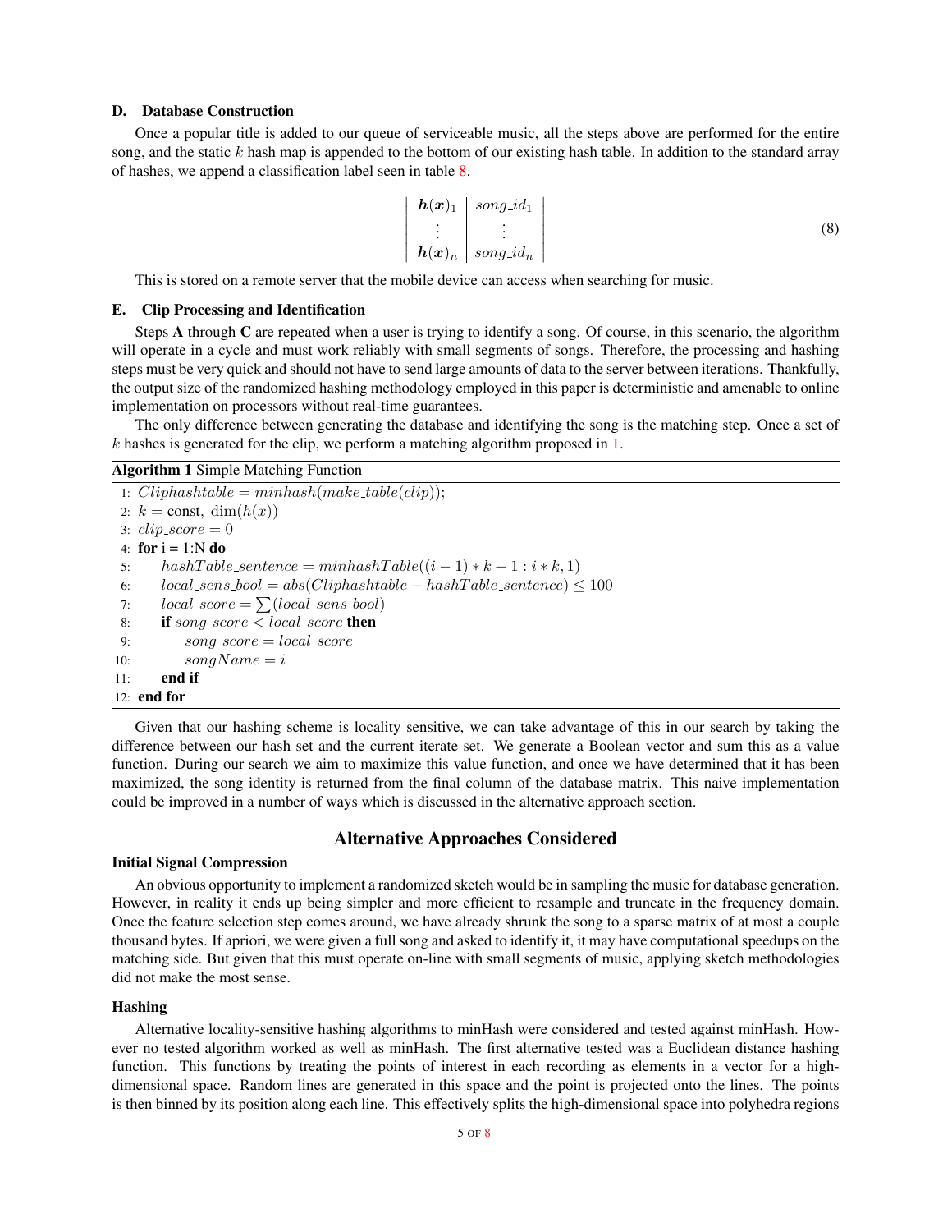### D. Database Construction

Once a popular title is added to our queue of serviceable music, all the steps above are performed for the entire song, and the static $k$ hash map is appended to the bottom of our existing hash table. In addition to the standard array of hashes, we append a classification label seen in table 8.

$$\begin{vmatrix} \boldsymbol{h}(\boldsymbol{x})_1 & song\_id_1 \\ \vdots & \vdots \\ \boldsymbol{h}(\boldsymbol{x})_n & song\_id_n \end{vmatrix} \tag{8}$$

This is stored on a remote server that the mobile device can access when searching for music.

### E. Clip Processing and Identification

Steps **A** through **C** are repeated when a user is trying to identify a song. Of course, in this scenario, the algorithm will operate in a cycle and must work reliably with small segments of songs. Therefore, the processing and hashing steps must be very quick and should not have to send large amounts of data to the server between iterations. Thankfully, the output size of the randomized hashing methodology employed in this paper is deterministic and amenable to online implementation on processors without real-time guarantees.

The only difference between generating the database and identifying the song is the matching step. Once a set of $k$ hashes is generated for the clip, we perform a matching algorithm proposed in 1.

**Algorithm 1** Simple Matching Function

```
1: Cliphashtable = minhash(make_table(clip));
2: k = const, dim(h(x))
3: clip_score = 0
4: for i = 1:N do
5:     hashTable_sentence = minhashTable((i − 1) * k + 1 : i * k, 1)
6:     local_sens_bool = abs(Cliphashtable − hashTable_sentence) ≤ 100
7:     local_score = ∑(local_sens_bool)
8:     if song_score < local_score then
9:         song_score = local_score
10:        songName = i
11:    end if
12: end for
```

Given that our hashing scheme is locality sensitive, we can take advantage of this in our search by taking the difference between our hash set and the current iterate set. We generate a Boolean vector and sum this as a value function. During our search we aim to maximize this value function, and once we have determined that it has been maximized, the song identity is returned from the final column of the database matrix. This naive implementation could be improved in a number of ways which is discussed in the alternative approach section.

## Alternative Approaches Considered

### Initial Signal Compression

An obvious opportunity to implement a randomized sketch would be in sampling the music for database generation. However, in reality it ends up being simpler and more efficient to resample and truncate in the frequency domain. Once the feature selection step comes around, we have already shrunk the song to a sparse matrix of at most a couple thousand bytes. If apriori, we were given a full song and asked to identify it, it may have computational speedups on the matching side. But given that this must operate on-line with small segments of music, applying sketch methodologies did not make the most sense.

### Hashing

Alternative locality-sensitive hashing algorithms to minHash were considered and tested against minHash. However no tested algorithm worked as well as minHash. The first alternative tested was a Euclidean distance hashing function. This functions by treating the points of interest in each recording as elements in a vector for a high-dimensional space. Random lines are generated in this space and the point is projected onto the lines. The points is then binned by its position along each line. This effectively splits the high-dimensional space into polyhedra regions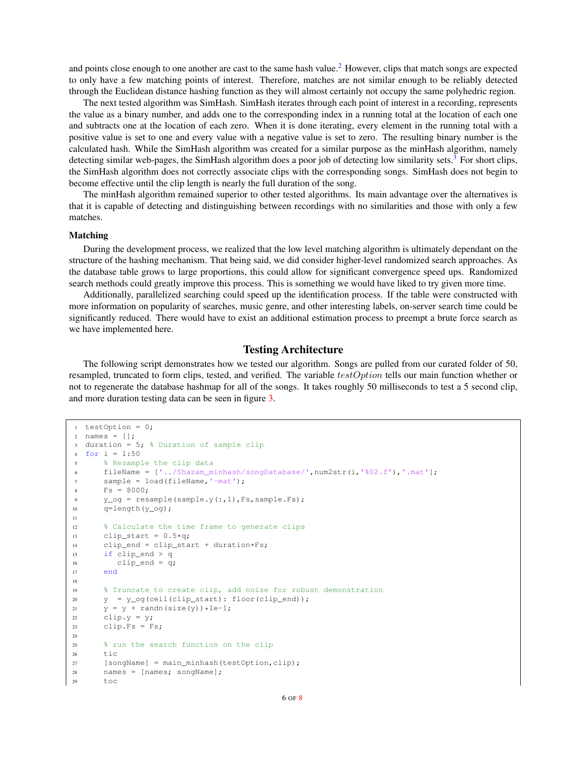and points close enough to one another are cast to the same hash value.[2] However, clips that match songs are expected to only have a few matching points of interest. Therefore, matches are not similar enough to be reliably detected through the Euclidean distance hashing function as they will almost certainly not occupy the same polyhedric region.

The next tested algorithm was SimHash. SimHash iterates through each point of interest in a recording, represents the value as a binary number, and adds one to the corresponding index in a running total at the location of each one and subtracts one at the location of each zero. When it is done iterating, every element in the running total with a positive value is set to one and every value with a negative value is set to zero. The resulting binary number is the calculated hash. While the SimHash algorithm was created for a similar purpose as the minHash algorithm, namely detecting similar web-pages, the SimHash algorithm does a poor job of detecting low similarity sets.[3] For short clips, the SimHash algorithm does not correctly associate clips with the corresponding songs. SimHash does not begin to become effective until the clip length is nearly the full duration of the song.

The minHash algorithm remained superior to other tested algorithms. Its main advantage over the alternatives is that it is capable of detecting and distinguishing between recordings with no similarities and those with only a few matches.

**Matching**

During the development process, we realized that the low level matching algorithm is ultimately dependant on the structure of the hashing mechanism. That being said, we did consider higher-level randomized search approaches. As the database table grows to large proportions, this could allow for significant convergence speed ups. Randomized search methods could greatly improve this process. This is something we would have liked to try given more time.

Additionally, parallelized searching could speed up the identification process. If the table were constructed with more information on popularity of searches, music genre, and other interesting labels, on-server search time could be significantly reduced. There would have to exist an additional estimation process to preempt a brute force search as we have implemented here.

## Testing Architecture

The following script demonstrates how we tested our algorithm. Songs are pulled from our curated folder of 50, resampled, truncated to form clips, tested, and verified. The variable $testOption$ tells our main function whether or not to regenerate the database hashmap for all of the songs. It takes roughly 50 milliseconds to test a 5 second clip, and more duration testing data can be seen in figure 3.

```
testOption = 0;
names = [];
duration = 5; % Duration of sample clip
for i = 1:50
    % Resample the clip data
    fileName = ['../Shazam_minhash/songDatabase/',num2str(i,'%02.f'),'.mat'];
    sample = load(fileName,'-mat');
    Fs = 8000;
    y_og = resample(sample.y(:,1),Fs,sample.Fs);
    q=length(y_og);

    % Calculate the time frame to generate clips
    clip_start = 0.5*q;
    clip_end = clip_start + duration*Fs;
    if clip_end > q
       clip_end = q;
    end

    % Truncate to create clip, add noise for robust demonstration
    y  = y_og(ceil(clip_start): floor(clip_end));
    y = y + randn(size(y))*1e-1;
    clip.y = y;
    clip.Fs = Fs;

    % run the search function on the clip
    tic
    [songName] = main_minhash(testOption,clip);
    names = [names; songName];
    toc
```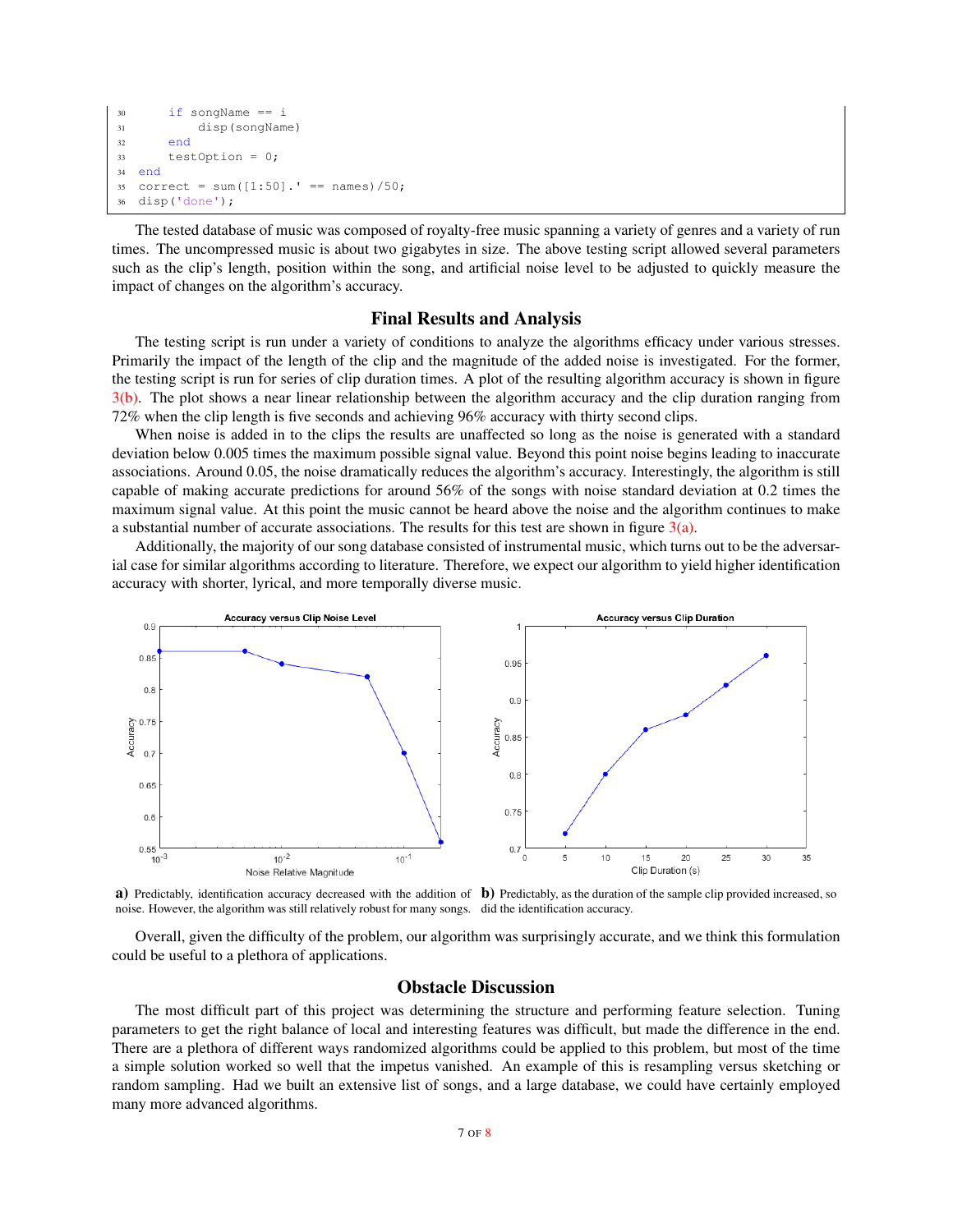```
30      if songName == i
31          disp(songName)
32      end
33      testOption = 0;
34  end
35  correct = sum([1:50].' == names)/50;
36  disp('done');
```

The tested database of music was composed of royalty-free music spanning a variety of genres and a variety of run times. The uncompressed music is about two gigabytes in size. The above testing script allowed several parameters such as the clip's length, position within the song, and artificial noise level to be adjusted to quickly measure the impact of changes on the algorithm's accuracy.

## Final Results and Analysis

The testing script is run under a variety of conditions to analyze the algorithms efficacy under various stresses. Primarily the impact of the length of the clip and the magnitude of the added noise is investigated. For the former, the testing script is run for series of clip duration times. A plot of the resulting algorithm accuracy is shown in figure 3(b). The plot shows a near linear relationship between the algorithm accuracy and the clip duration ranging from 72% when the clip length is five seconds and achieving 96% accuracy with thirty second clips.

When noise is added in to the clips the results are unaffected so long as the noise is generated with a standard deviation below 0.005 times the maximum possible signal value. Beyond this point noise begins leading to inaccurate associations. Around 0.05, the noise dramatically reduces the algorithm's accuracy. Interestingly, the algorithm is still capable of making accurate predictions for around 56% of the songs with noise standard deviation at 0.2 times the maximum signal value. At this point the music cannot be heard above the noise and the algorithm continues to make a substantial number of accurate associations. The results for this test are shown in figure 3(a).

Additionally, the majority of our song database consisted of instrumental music, which turns out to be the adversarial case for similar algorithms according to literature. Therefore, we expect our algorithm to yield higher identification accuracy with shorter, lyrical, and more temporally diverse music.

**a)** Predictably, identification accuracy decreased with the addition of noise. However, the algorithm was still relatively robust for many songs.

**b)** Predictably, as the duration of the sample clip provided increased, so did the identification accuracy.

Overall, given the difficulty of the problem, our algorithm was surprisingly accurate, and we think this formulation could be useful to a plethora of applications.

## Obstacle Discussion

The most difficult part of this project was determining the structure and performing feature selection. Tuning parameters to get the right balance of local and interesting features was difficult, but made the difference in the end. There are a plethora of different ways randomized algorithms could be applied to this problem, but most of the time a simple solution worked so well that the impetus vanished. An example of this is resampling versus sketching or random sampling. Had we built an extensive list of songs, and a large database, we could have certainly employed many more advanced algorithms.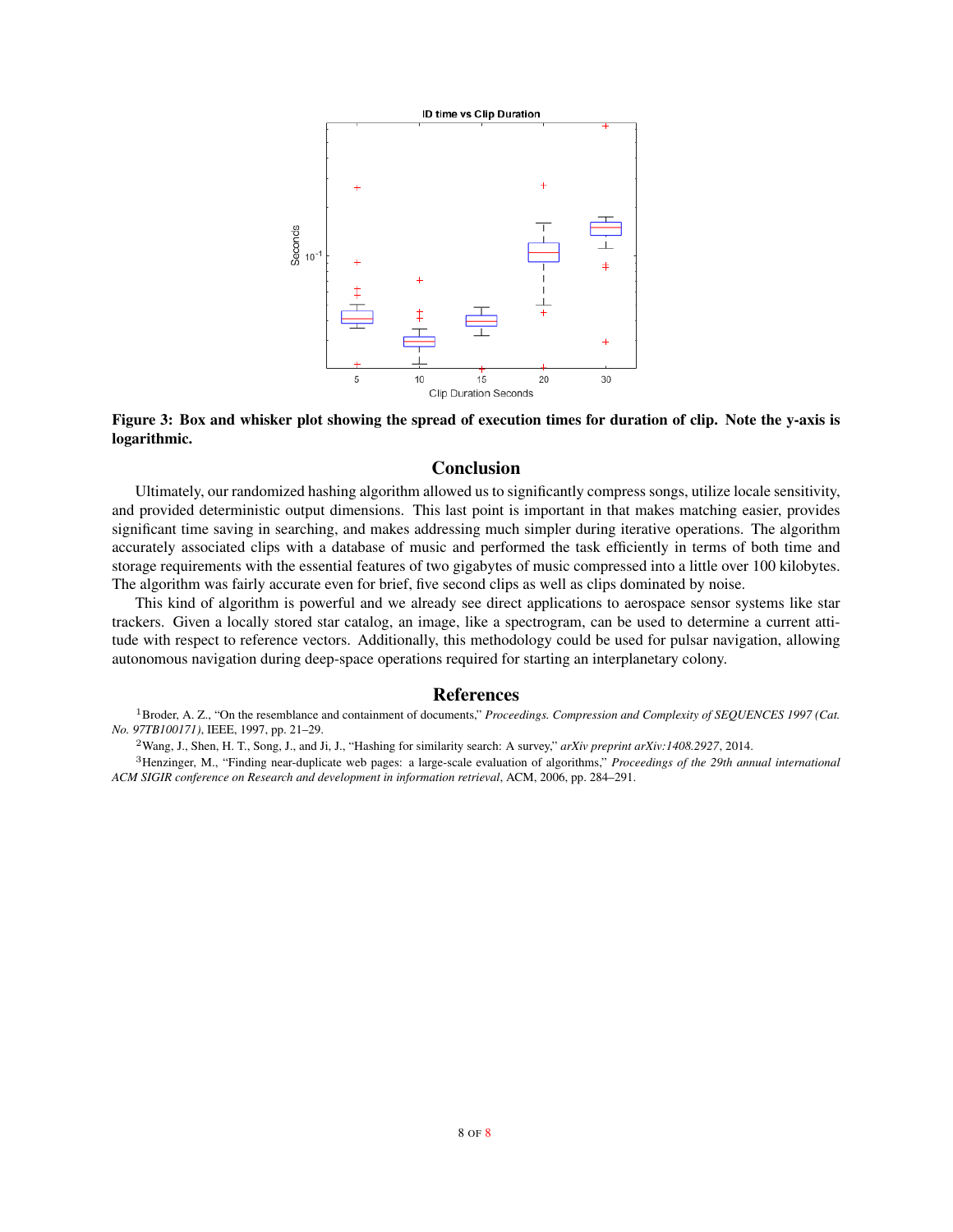ID time vs Clip Duration

Seconds

$10^{-1}$

5 10 15 20 30

Clip Duration Seconds

**Figure 3: Box and whisker plot showing the spread of execution times for duration of clip. Note the y-axis is logarithmic.**

## Conclusion

Ultimately, our randomized hashing algorithm allowed us to significantly compress songs, utilize locale sensitivity, and provided deterministic output dimensions. This last point is important in that makes matching easier, provides significant time saving in searching, and makes addressing much simpler during iterative operations. The algorithm accurately associated clips with a database of music and performed the task efficiently in terms of both time and storage requirements with the essential features of two gigabytes of music compressed into a little over 100 kilobytes. The algorithm was fairly accurate even for brief, five second clips as well as clips dominated by noise.

This kind of algorithm is powerful and we already see direct applications to aerospace sensor systems like star trackers. Given a locally stored star catalog, an image, like a spectrogram, can be used to determine a current attitude with respect to reference vectors. Additionally, this methodology could be used for pulsar navigation, allowing autonomous navigation during deep-space operations required for starting an interplanetary colony.

## References

[1] Broder, A. Z., "On the resemblance and containment of documents," *Proceedings. Compression and Complexity of SEQUENCES 1997 (Cat. No. 97TB100171)*, IEEE, 1997, pp. 21–29.

[2] Wang, J., Shen, H. T., Song, J., and Ji, J., "Hashing for similarity search: A survey," *arXiv preprint arXiv:1408.2927*, 2014.

[3] Henzinger, M., "Finding near-duplicate web pages: a large-scale evaluation of algorithms," *Proceedings of the 29th annual international ACM SIGIR conference on Research and development in information retrieval*, ACM, 2006, pp. 284–291.